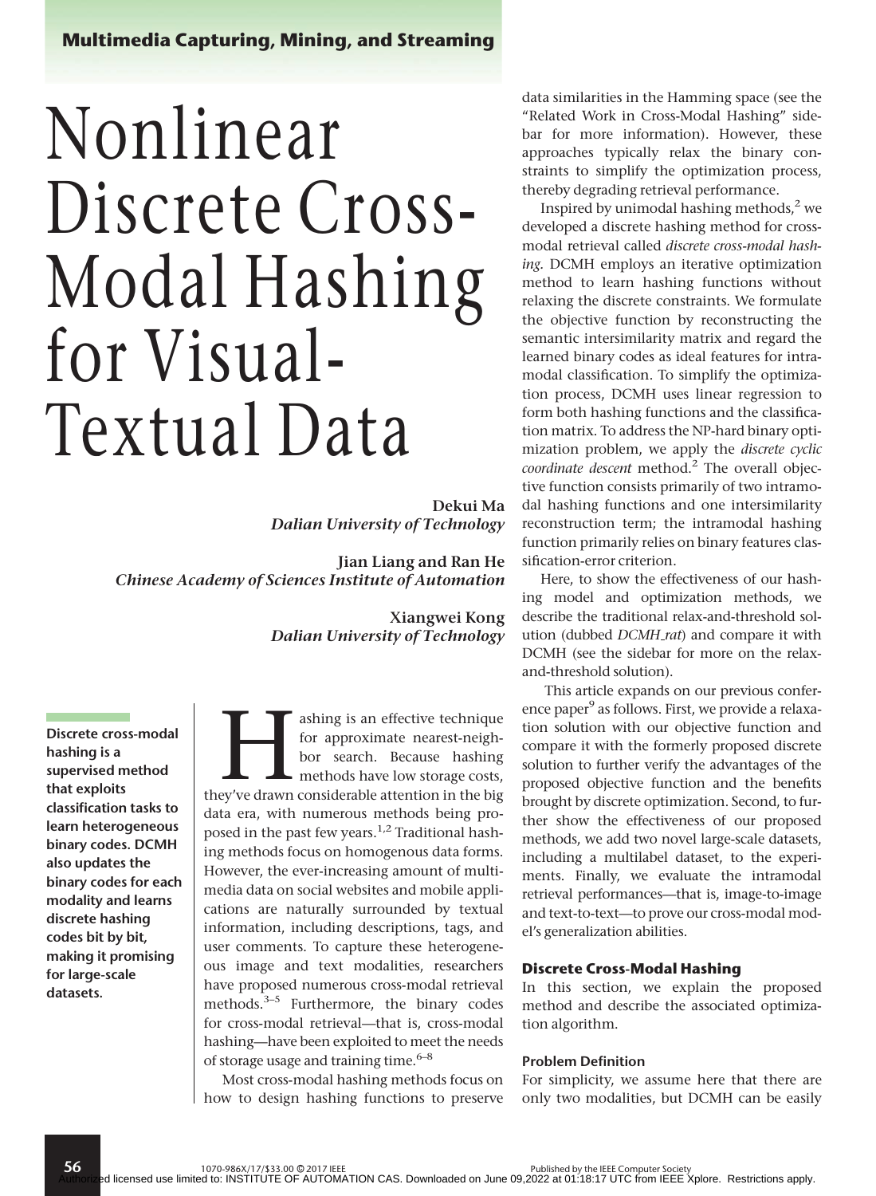# Nonlinear Discrete Cross-Modal Hashing for Visual-Textual Data

**Dekui Ma**
*Dalian University of Technology*

**Jian Liang and Ran He**
*Chinese Academy of Sciences Institute of Automation*

**Xiangwei Kong**
*Dalian University of Technology*

**Discrete cross-modal hashing is a supervised method that exploits classification tasks to learn heterogeneous binary codes. DCMH also updates the binary codes for each modality and learns discrete hashing codes bit by bit, making it promising for large-scale datasets.**

Hashing is an effective technique for approximate nearest-neighbor search. Because hashing methods have low storage costs, they've drawn considerable attention in the big data era, with numerous methods being proposed in the past few years.[1,2] Traditional hashing methods focus on homogenous data forms. However, the ever-increasing amount of multimedia data on social websites and mobile applications are naturally surrounded by textual information, including descriptions, tags, and user comments. To capture these heterogeneous image and text modalities, researchers have proposed numerous cross-modal retrieval methods.[3–5] Furthermore, the binary codes for cross-modal retrieval—that is, cross-modal hashing—have been exploited to meet the needs of storage usage and training time.[6–8]

Most cross-modal hashing methods focus on how to design hashing functions to preserve data similarities in the Hamming space (see the "Related Work in Cross-Modal Hashing" sidebar for more information). However, these approaches typically relax the binary constraints to simplify the optimization process, thereby degrading retrieval performance.

Inspired by unimodal hashing methods,[2] we developed a discrete hashing method for cross-modal retrieval called *discrete cross-modal hashing*. DCMH employs an iterative optimization method to learn hashing functions without relaxing the discrete constraints. We formulate the objective function by reconstructing the semantic intersimilarity matrix and regard the learned binary codes as ideal features for intramodal classification. To simplify the optimization process, DCMH uses linear regression to form both hashing functions and the classification matrix. To address the NP-hard binary optimization problem, we apply the *discrete cyclic coordinate descent* method.[2] The overall objective function consists primarily of two intramodal hashing functions and one intersimilarity reconstruction term; the intramodal hashing function primarily relies on binary features classification-error criterion.

Here, to show the effectiveness of our hashing model and optimization methods, we describe the traditional relax-and-threshold solution (dubbed *DCMH_rat*) and compare it with DCMH (see the sidebar for more on the relax-and-threshold solution).

This article expands on our previous conference paper[9] as follows. First, we provide a relaxation solution with our objective function and compare it with the formerly proposed discrete solution to further verify the advantages of the proposed objective function and the benefits brought by discrete optimization. Second, to further show the effectiveness of our proposed methods, we add two novel large-scale datasets, including a multilabel dataset, to the experiments. Finally, we evaluate the intramodal retrieval performances—that is, image-to-image and text-to-text—to prove our cross-modal model's generalization abilities.

## Discrete Cross-Modal Hashing

In this section, we explain the proposed method and describe the associated optimization algorithm.

### Problem Definition

For simplicity, we assume here that there are only two modalities, but DCMH can be easily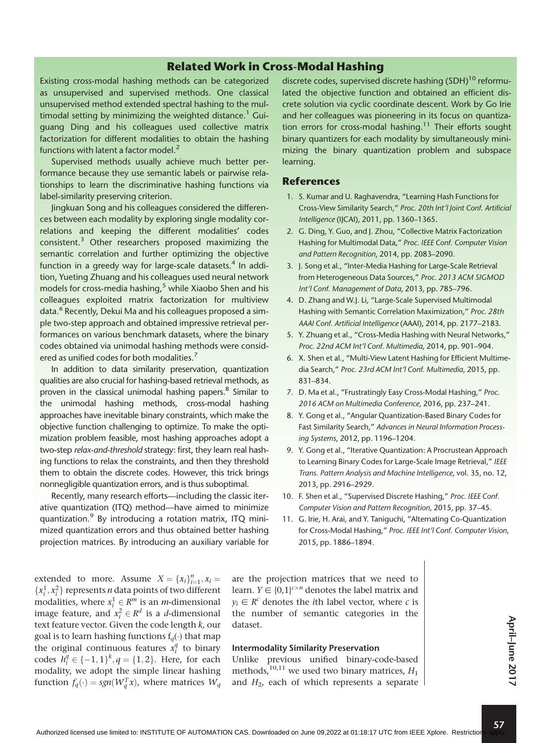## Related Work in Cross-Modal Hashing

Existing cross-modal hashing methods can be categorized as unsupervised and supervised methods. One classical unsupervised method extended spectral hashing to the multimodal setting by minimizing the weighted distance.[1] Guiguang Ding and his colleagues used collective matrix factorization for different modalities to obtain the hashing functions with latent a factor model.[2]

Supervised methods usually achieve much better performance because they use semantic labels or pairwise relationships to learn the discriminative hashing functions via label-similarity preserving criterion.

Jingkuan Song and his colleagues considered the differences between each modality by exploring single modality correlations and keeping the different modalities' codes consistent.[3] Other researchers proposed maximizing the semantic correlation and further optimizing the objective function in a greedy way for large-scale datasets.[4] In addition, Yueting Zhuang and his colleagues used neural network models for cross-media hashing,[5] while Xiaobo Shen and his colleagues exploited matrix factorization for multiview data.[6] Recently, Dekui Ma and his colleagues proposed a simple two-step approach and obtained impressive retrieval performances on various benchmark datasets, where the binary codes obtained via unimodal hashing methods were considered as unified codes for both modalities.[7]

In addition to data similarity preservation, quantization qualities are also crucial for hashing-based retrieval methods, as proven in the classical unimodal hashing papers.[8] Similar to the unimodal hashing methods, cross-modal hashing approaches have inevitable binary constraints, which make the objective function challenging to optimize. To make the optimization problem feasible, most hashing approaches adopt a two-step *relax-and-threshold* strategy: first, they learn real hashing functions to relax the constraints, and then they threshold them to obtain the discrete codes. However, this trick brings nonnegligible quantization errors, and is thus suboptimal.

Recently, many research efforts—including the classic iterative quantization (ITQ) method—have aimed to minimize quantization.[9] By introducing a rotation matrix, ITQ minimized quantization errors and thus obtained better hashing projection matrices. By introducing an auxiliary variable for discrete codes, supervised discrete hashing (SDH)[10] reformulated the objective function and obtained an efficient discrete solution via cyclic coordinate descent. Work by Go Irie and her colleagues was pioneering in its focus on quantization errors for cross-modal hashing.[11] Their efforts sought binary quantizers for each modality by simultaneously minimizing the binary quantization problem and subspace learning.

### References

1. S. Kumar and U. Raghavendra, "Learning Hash Functions for Cross-View Similarity Search," *Proc. 20th Int'l Joint Conf. Artificial Intelligence* (IJCAI), 2011, pp. 1360–1365.
2. G. Ding, Y. Guo, and J. Zhou, "Collective Matrix Factorization Hashing for Multimodal Data," *Proc. IEEE Conf. Computer Vision and Pattern Recognition*, 2014, pp. 2083–2090.
3. J. Song et al., "Inter-Media Hashing for Large-Scale Retrieval from Heterogeneous Data Sources," *Proc. 2013 ACM SIGMOD Int'l Conf. Management of Data*, 2013, pp. 785–796.
4. D. Zhang and W.J. Li, "Large-Scale Supervised Multimodal Hashing with Semantic Correlation Maximization," *Proc. 28th AAAI Conf. Artificial Intelligence* (AAAI), 2014, pp. 2177–2183.
5. Y. Zhuang et al., "Cross-Media Hashing with Neural Networks," *Proc. 22nd ACM Int'l Conf. Multimedia*, 2014, pp. 901–904.
6. X. Shen et al., "Multi-View Latent Hashing for Efficient Multimedia Search," *Proc. 23rd ACM Int'l Conf. Multimedia*, 2015, pp. 831–834.
7. D. Ma et al., "Frustratingly Easy Cross-Modal Hashing," *Proc. 2016 ACM on Multimedia Conference*, 2016, pp. 237–241.
8. Y. Gong et al., "Angular Quantization-Based Binary Codes for Fast Similarity Search," *Advances in Neural Information Processing Systems*, 2012, pp. 1196–1204.
9. Y. Gong et al., "Iterative Quantization: A Procrustean Approach to Learning Binary Codes for Large-Scale Image Retrieval," *IEEE Trans. Pattern Analysis and Machine Intelligence*, vol. 35, no. 12, 2013, pp. 2916–2929.
10. F. Shen et al., "Supervised Discrete Hashing," *Proc. IEEE Conf. Computer Vision and Pattern Recognition*, 2015, pp. 37–45.
11. G. Irie, H. Arai, and Y. Taniguchi, "Alternating Co-Quantization for Cross-Modal Hashing," *Proc. IEEE Int'l Conf. Computer Vision*, 2015, pp. 1886–1894.

---

extended to more. Assume $X = \{x_i\}_{i=1}^{n}, x_i = \{x_i^1, x_i^2\}$ represents $n$ data points of two different modalities, where $x_i^1 \in R^m$ is an $m$-dimensional image feature, and $x_i^2 \in R^d$ is a $d$-dimensional text feature vector. Given the code length $k$, our goal is to learn hashing functions $f_q(\cdot)$ that map the original continuous features $x_i^q$ to binary codes $h_i^q \in \{-1,1\}^k, q = \{1,2\}$. Here, for each modality, we adopt the simple linear hashing function $f_q(\cdot) = sgn(W_q^T x)$, where matrices $W_q$ are the projection matrices that we need to learn. $Y \in \{0,1\}^{c \times n}$ denotes the label matrix and $y_i \in R^c$ denotes the $i$th label vector, where $c$ is the number of semantic categories in the dataset.

### Intermodality Similarity Preservation

Unlike previous unified binary-code-based methods,[10,11] we used two binary matrices, $H_1$ and $H_2$, each of which represents a separate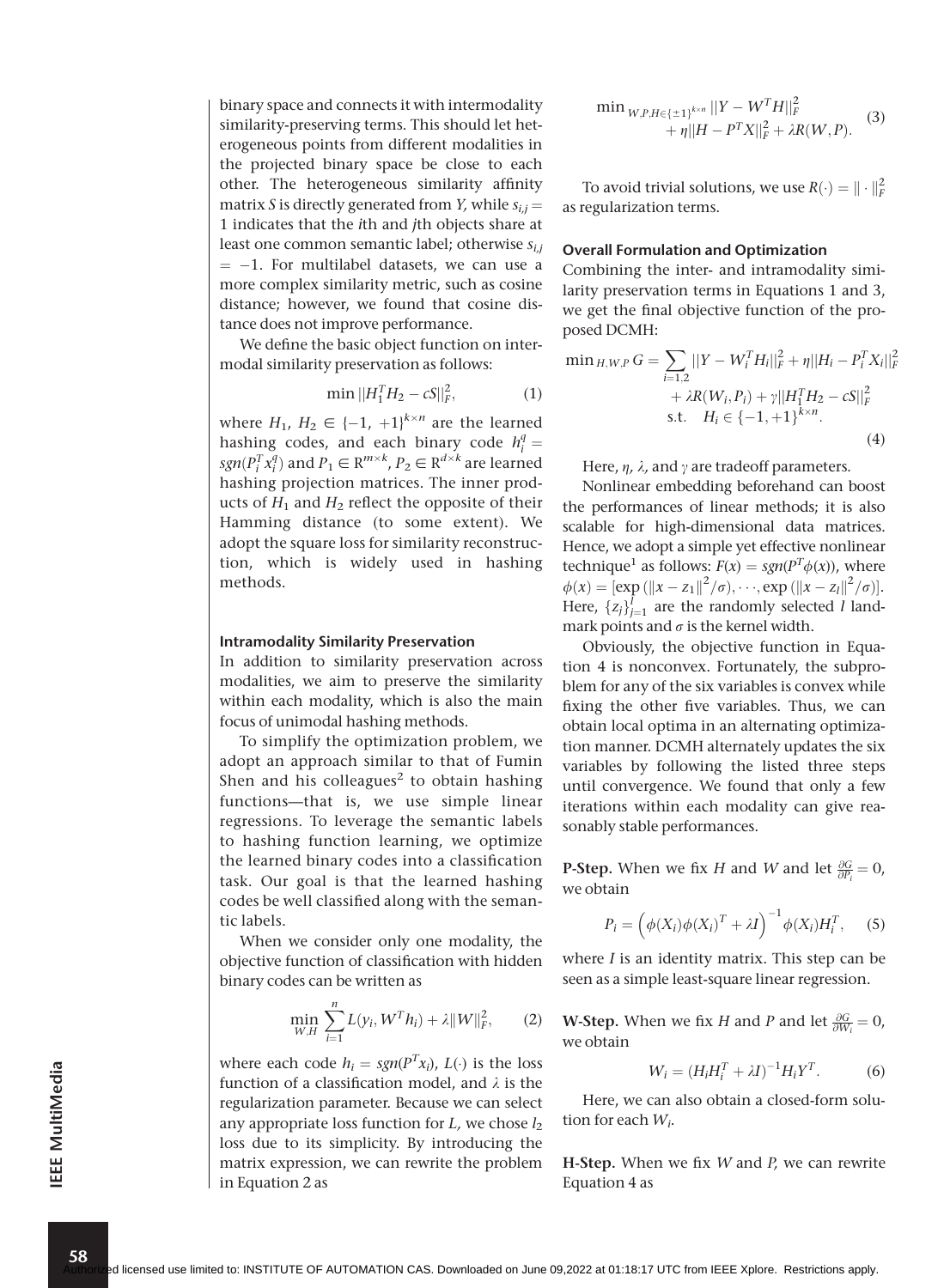binary space and connects it with intermodality similarity-preserving terms. This should let heterogeneous points from different modalities in the projected binary space be close to each other. The heterogeneous similarity affinity matrix $S$ is directly generated from $Y$, while $s_{i,j} = 1$ indicates that the $i$th and $j$th objects share at least one common semantic label; otherwise $s_{i,j} = -1$. For multilabel datasets, we can use a more complex similarity metric, such as cosine distance; however, we found that cosine distance does not improve performance.

We define the basic object function on intermodal similarity preservation as follows:

$$\min ||H_1^T H_2 - cS||_F^2, \tag{1}$$

where $H_1, H_2 \in \{-1, +1\}^{k \times n}$ are the learned hashing codes, and each binary code $h_i^q = sgn(P_i^T x_i^q)$ and $P_1 \in R^{m \times k}$, $P_2 \in R^{d \times k}$ are learned hashing projection matrices. The inner products of $H_1$ and $H_2$ reflect the opposite of their Hamming distance (to some extent). We adopt the square loss for similarity reconstruction, which is widely used in hashing methods.

### Intramodality Similarity Preservation

In addition to similarity preservation across modalities, we aim to preserve the similarity within each modality, which is also the main focus of unimodal hashing methods.

To simplify the optimization problem, we adopt an approach similar to that of Fumin Shen and his colleagues[2] to obtain hashing functions—that is, we use simple linear regressions. To leverage the semantic labels to hashing function learning, we optimize the learned binary codes into a classification task. Our goal is that the learned hashing codes be well classified along with the semantic labels.

When we consider only one modality, the objective function of classification with hidden binary codes can be written as

$$\min_{W,H} \sum_{i=1}^{n} L(y_i, W^T h_i) + \lambda \|W\|_F^2, \tag{2}$$

where each code $h_i = sgn(P^T x_i)$, $L(\cdot)$ is the loss function of a classification model, and $\lambda$ is the regularization parameter. Because we can select any appropriate loss function for $L$, we chose $l_2$ loss due to its simplicity. By introducing the matrix expression, we can rewrite the problem in Equation 2 as

$$\min_{W,P,H \in \{\pm 1\}^{k \times n}} ||Y - W^T H||_F^2 + \eta ||H - P^T X||_F^2 + \lambda R(W, P). \tag{3}$$

To avoid trivial solutions, we use $R(\cdot) = \| \cdot \|_F^2$ as regularization terms.

### Overall Formulation and Optimization

Combining the inter- and intramodality similarity preservation terms in Equations 1 and 3, we get the final objective function of the proposed DCMH:

$$\begin{aligned} \min_{H,W,P} G = \sum_{i=1,2} & ||Y - W_i^T H_i||_F^2 + \eta ||H_i - P_i^T X_i||_F^2 \\ & + \lambda R(W_i, P_i) + \gamma ||H_1^T H_2 - cS||_F^2 \\ & \text{s.t.} \quad H_i \in \{-1, +1\}^{k \times n}. \end{aligned} \tag{4}$$

Here, $\eta$, $\lambda$, and $\gamma$ are tradeoff parameters.

Nonlinear embedding beforehand can boost the performances of linear methods; it is also scalable for high-dimensional data matrices. Hence, we adopt a simple yet effective nonlinear technique[1] as follows: $F(x) = sgn(P^T \phi(x))$, where $\phi(x) = [\exp(\|x - z_1\|^2/\sigma), \cdots, \exp(\|x - z_l\|^2/\sigma)]$. Here, $\{z_j\}_{j=1}^{l}$ are the randomly selected $l$ landmark points and $\sigma$ is the kernel width.

Obviously, the objective function in Equation 4 is nonconvex. Fortunately, the subproblem for any of the six variables is convex while fixing the other five variables. Thus, we can obtain local optima in an alternating optimization manner. DCMH alternately updates the six variables by following the listed three steps until convergence. We found that only a few iterations within each modality can give reasonably stable performances.

**P-Step.** When we fix $H$ and $W$ and let $\frac{\partial G}{\partial P_i} = 0$, we obtain

$$P_i = \left( \phi(X_i) \phi(X_i)^T + \lambda I \right)^{-1} \phi(X_i) H_i^T, \tag{5}$$

where $I$ is an identity matrix. This step can be seen as a simple least-square linear regression.

**W-Step.** When we fix $H$ and $P$ and let $\frac{\partial G}{\partial W_i} = 0$, we obtain

$$W_i = (H_i H_i^T + \lambda I)^{-1} H_i Y^T. \tag{6}$$

Here, we can also obtain a closed-form solution for each $W_i$.

**H-Step.** When we fix $W$ and $P$, we can rewrite Equation 4 as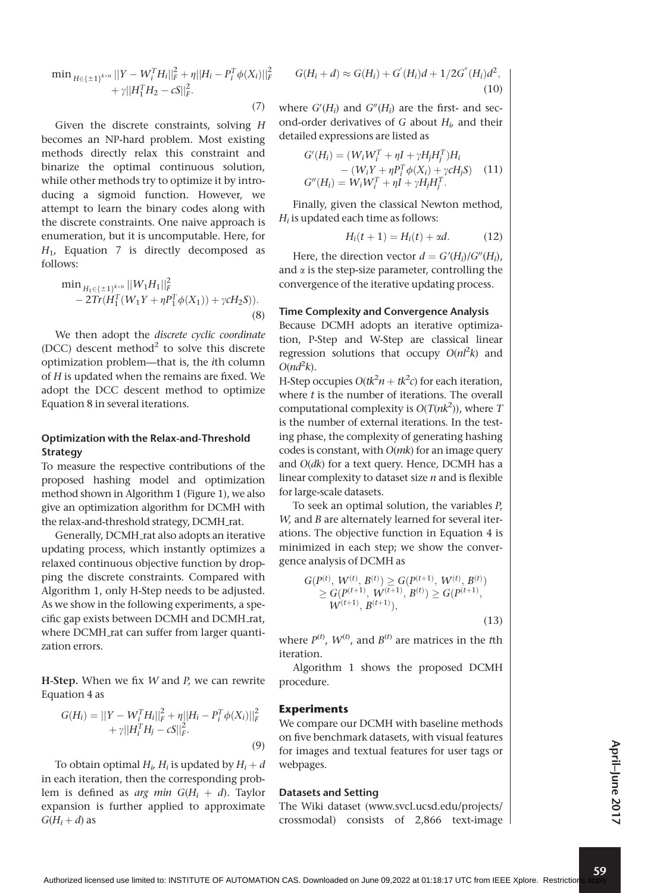$$\min_{H\in\{\pm1\}^{k\times n}} ||Y - W_i^T H_i||_F^2 + \eta||H_i - P_i^T \phi(X_i)||_F^2 + \gamma||H_1^T H_2 - cS||_F^2. \tag{7}$$

Given the discrete constraints, solving $H$ becomes an NP-hard problem. Most existing methods directly relax this constraint and binarize the optimal continuous solution, while other methods try to optimize it by introducing a sigmoid function. However, we attempt to learn the binary codes along with the discrete constraints. One naive approach is enumeration, but it is uncomputable. Here, for $H_1$, Equation 7 is directly decomposed as follows:

$$\min_{H_1\in\{\pm1\}^{k\times n}} ||W_1 H_1||_F^2 - 2Tr(H_1^T(W_1 Y + \eta P_1^T \phi(X_1)) + \gamma c H_2 S)). \tag{8}$$

We then adopt the *discrete cyclic coordinate* (DCC) descent method[2] to solve this discrete optimization problem—that is, the *i*th column of $H$ is updated when the remains are fixed. We adopt the DCC descent method to optimize Equation 8 in several iterations.

### Optimization with the Relax-and-Threshold Strategy

To measure the respective contributions of the proposed hashing model and optimization method shown in Algorithm 1 (Figure 1), we also give an optimization algorithm for DCMH with the relax-and-threshold strategy, DCMH_rat.

Generally, DCMH_rat also adopts an iterative updating process, which instantly optimizes a relaxed continuous objective function by dropping the discrete constraints. Compared with Algorithm 1, only H-Step needs to be adjusted. As we show in the following experiments, a specific gap exists between DCMH and DCMH_rat, where DCMH_rat can suffer from larger quantization errors.

**H-Step.** When we fix $W$ and $P$, we can rewrite Equation 4 as

$$G(H_i) = ||Y - W_i^T H_i||_F^2 + \eta||H_i - P_i^T \phi(X_i)||_F^2 + \gamma||H_i^T H_j - cS||_F^2. \tag{9}$$

To obtain optimal $H_i$, $H_i$ is updated by $H_i + d$ in each iteration, then the corresponding problem is defined as *arg min* $G(H_i + d)$. Taylor expansion is further applied to approximate $G(H_i + d)$ as

$$G(H_i + d) \approx G(H_i) + G'(H_i)d + 1/2G''(H_i)d^2, \tag{10}$$

where $G'(H_i)$ and $G''(H_i)$ are the first- and second-order derivatives of $G$ about $H_i$, and their detailed expressions are listed as

$$\begin{aligned} G'(H_i) &= (W_i W_i^T + \eta I + \gamma H_j H_j^T)H_i \\ &\quad - (W_i Y + \eta P_i^T \phi(X_i) + \gamma c H_j S) \\ G''(H_i) &= W_i W_i^T + \eta I + \gamma H_j H_j^T. \end{aligned} \tag{11}$$

Finally, given the classical Newton method, $H_i$ is updated each time as follows:

$$H_i(t+1) = H_i(t) + \alpha d. \tag{12}$$

Here, the direction vector $d = G'(H_i)/G''(H_i)$, and $\alpha$ is the step-size parameter, controlling the convergence of the iterative updating process.

### Time Complexity and Convergence Analysis

Because DCMH adopts an iterative optimization, P-Step and W-Step are classical linear regression solutions that occupy $O(nl^2k)$ and $O(nd^2k)$.

H-Step occupies $O(tk^2n + tk^2c)$ for each iteration, where $t$ is the number of iterations. The overall computational complexity is $O(T(nk^2))$, where $T$ is the number of external iterations. In the testing phase, the complexity of generating hashing codes is constant, with $O(mk)$ for an image query and $O(dk)$ for a text query. Hence, DCMH has a linear complexity to dataset size $n$ and is flexible for large-scale datasets.

To seek an optimal solution, the variables $P$, $W$, and $B$ are alternately learned for several iterations. The objective function in Equation 4 is minimized in each step; we show the convergence analysis of DCMH as

$$\begin{aligned} G(P^{(t)}, W^{(t)}, B^{(t)}) &\geq G(P^{(t+1)}, W^{(t)}, B^{(t)}) \\ &\geq G(P^{(t+1)}, W^{(t+1)}, B^{(t)}) \geq G(P^{(t+1)}, \\ &\quad W^{(t+1)}, B^{(t+1)}), \end{aligned} \tag{13}$$

where $P^{(t)}$, $W^{(t)}$, and $B^{(t)}$ are matrices in the $t$th iteration.

Algorithm 1 shows the proposed DCMH procedure.

## Experiments

We compare our DCMH with baseline methods on five benchmark datasets, with visual features for images and textual features for user tags or webpages.

### Datasets and Setting

The Wiki dataset (www.svcl.ucsd.edu/projects/crossmodal) consists of 2,866 text-image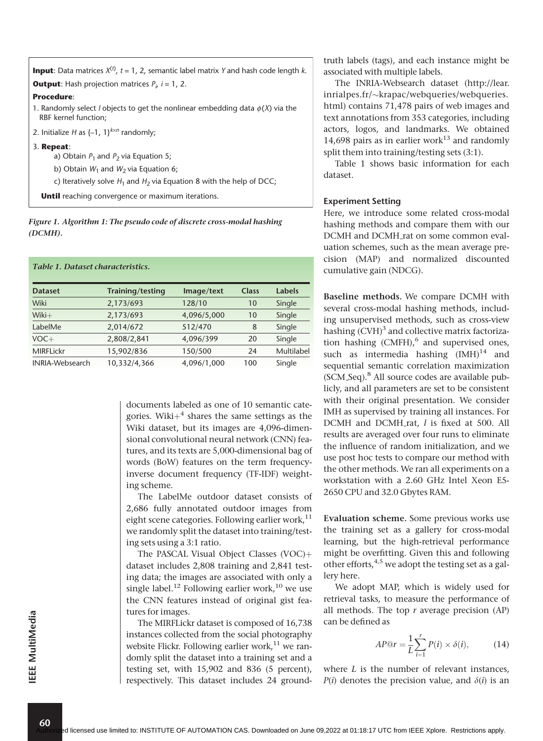**Input**: Data matrices $X^{(t)}$, $t = 1, 2$, semantic label matrix $Y$ and hash code length $k$.

**Output**: Hash projection matrices $P_i$, $i = 1, 2$.

**Procedure**:

1. Randomly select $l$ objects to get the nonlinear embedding data $\phi(X)$ via the RBF kernel function;
2. Initialize $H$ as $\{-1, 1\}^{k \times n}$ randomly;
3. **Repeat**:
   a) Obtain $P_1$ and $P_2$ via Equation 5;
   b) Obtain $W_1$ and $W_2$ via Equation 6;
   c) Iteratively solve $H_1$ and $H_2$ via Equation 8 with the help of DCC;

   **Until** reaching convergence or maximum iterations.

*Figure 1. Algorithm 1: The pseudo code of discrete cross-modal hashing (DCMH).*

*Table 1. Dataset characteristics.*

| Dataset | Training/testing | Image/text | Class | Labels |
|---|---|---|---|---|
| Wiki | 2,173/693 | 128/10 | 10 | Single |
| Wiki+ | 2,173/693 | 4,096/5,000 | 10 | Single |
| LabelMe | 2,014/672 | 512/470 | 8 | Single |
| VOC+ | 2,808/2,841 | 4,096/399 | 20 | Single |
| MIRFLickr | 15,902/836 | 150/500 | 24 | Multilabel |
| INRIA-Websearch | 10,332/4,366 | 4,096/1,000 | 100 | Single |

documents labeled as one of 10 semantic categories. Wiki+[4] shares the same settings as the Wiki dataset, but its images are 4,096-dimensional convolutional neural network (CNN) features, and its texts are 5,000-dimensional bag of words (BoW) features on the term frequency-inverse document frequency (TF-IDF) weighting scheme.

The LabelMe outdoor dataset consists of 2,686 fully annotated outdoor images from eight scene categories. Following earlier work,[11] we randomly split the dataset into training/testing sets using a 3:1 ratio.

The PASCAL Visual Object Classes (VOC)+ dataset includes 2,808 training and 2,841 testing data; the images are associated with only a single label.[12] Following earlier work,[10] we use the CNN features instead of original gist features for images.

The MIRFLickr dataset is composed of 16,738 instances collected from the social photography website Flickr. Following earlier work,[11] we randomly split the dataset into a training set and a testing set, with 15,902 and 836 (5 percent), respectively. This dataset includes 24 ground-truth labels (tags), and each instance might be associated with multiple labels.

The INRIA-Websearch dataset (http://lear.inrialpes.fr/~krapac/webqueries/webqueries.html) contains 71,478 pairs of web images and text annotations from 353 categories, including actors, logos, and landmarks. We obtained 14,698 pairs as in earlier work[13] and randomly split them into training/testing sets (3:1).

Table 1 shows basic information for each dataset.

### Experiment Setting

Here, we introduce some related cross-modal hashing methods and compare them with our DCMH and DCMH_rat on some common evaluation schemes, such as the mean average precision (MAP) and normalized discounted cumulative gain (NDCG).

**Baseline methods.** We compare DCMH with several cross-modal hashing methods, including unsupervised methods, such as cross-view hashing (CVH)[3] and collective matrix factorization hashing (CMFH),[6] and supervised ones, such as intermedia hashing (IMH)[14] and sequential semantic correlation maximization (SCM_Seq).[8] All source codes are available publicly, and all parameters are set to be consistent with their original presentation. We consider IMH as supervised by training all instances. For DCMH and DCMH_rat, $l$ is fixed at 500. All results are averaged over four runs to eliminate the influence of random initialization, and we use post hoc tests to compare our method with the other methods. We ran all experiments on a workstation with a 2.60 GHz Intel Xeon E5-2650 CPU and 32.0 Gbytes RAM.

**Evaluation scheme.** Some previous works use the training set as a gallery for cross-modal learning, but the high-retrieval performance might be overfitting. Given this and following other efforts,[4,5] we adopt the testing set as a gallery here.

We adopt MAP, which is widely used for retrieval tasks, to measure the performance of all methods. The top $r$ average precision (AP) can be defined as

$$AP@r = \frac{1}{L}\sum_{i=1}^{r} P(i) \times \delta(i), \tag{14}$$

where $L$ is the number of relevant instances, $P(i)$ denotes the precision value, and $\delta(i)$ is an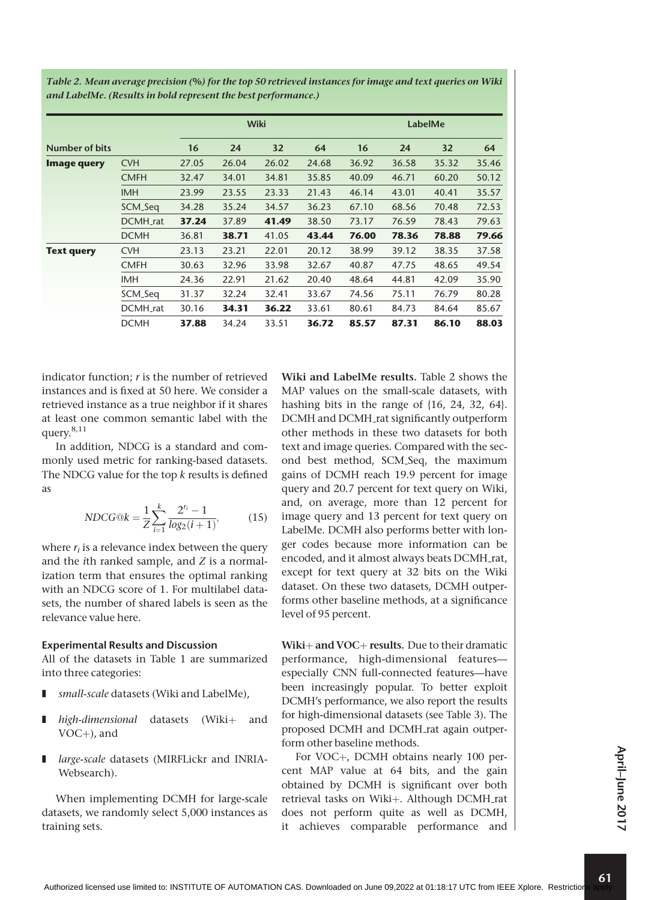*Table 2. Mean average precision (%) for the top 50 retrieved instances for image and text queries on Wiki and LabelMe. (Results in bold represent the best performance.)*

| | | Wiki | | | | LabelMe | | | |
|---|---|---|---|---|---|---|---|---|---|
| **Number of bits** | | **16** | **24** | **32** | **64** | **16** | **24** | **32** | **64** |
| **Image query** | CVH | 27.05 | 26.04 | 26.02 | 24.68 | 36.92 | 36.58 | 35.32 | 35.46 |
| | CMFH | 32.47 | 34.01 | 34.81 | 35.85 | 40.09 | 46.71 | 60.20 | 50.12 |
| | IMH | 23.99 | 23.55 | 23.33 | 21.43 | 46.14 | 43.01 | 40.41 | 35.57 |
| | SCM_Seq | 34.28 | 35.24 | 34.57 | 36.23 | 67.10 | 68.56 | 70.48 | 72.53 |
| | DCMH_rat | **37.24** | 37.89 | **41.49** | 38.50 | 73.17 | 76.59 | 78.43 | 79.63 |
| | DCMH | 36.81 | **38.71** | 41.05 | **43.44** | **76.00** | **78.36** | **78.88** | **79.66** |
| **Text query** | CVH | 23.13 | 23.21 | 22.01 | 20.12 | 38.99 | 39.12 | 38.35 | 37.58 |
| | CMFH | 30.63 | 32.96 | 33.98 | 32.67 | 40.87 | 47.75 | 48.65 | 49.54 |
| | IMH | 24.36 | 22.91 | 21.62 | 20.40 | 48.64 | 44.81 | 42.09 | 35.90 |
| | SCM_Seq | 31.37 | 32.24 | 32.41 | 33.67 | 74.56 | 75.11 | 76.79 | 80.28 |
| | DCMH_rat | 30.16 | **34.31** | **36.22** | 33.61 | 80.61 | 84.73 | 84.64 | 85.67 |
| | DCMH | **37.88** | 34.24 | 33.51 | **36.72** | **85.57** | **87.31** | **86.10** | **88.03** |

indicator function; $r$ is the number of retrieved instances and is fixed at 50 here. We consider a retrieved instance as a true neighbor if it shares at least one common semantic label with the query.[8,11]

In addition, NDCG is a standard and commonly used metric for ranking-based datasets. The NDCG value for the top $k$ results is defined as

$$NDCG@k = \frac{1}{Z}\sum_{i=1}^{k}\frac{2^{r_i}-1}{log_2(i+1)}, \tag{15}$$

where $r_i$ is a relevance index between the query and the $i$th ranked sample, and $Z$ is a normalization term that ensures the optimal ranking with an NDCG score of 1. For multilabel datasets, the number of shared labels is seen as the relevance value here.

### Experimental Results and Discussion

All of the datasets in Table 1 are summarized into three categories:

- *small-scale* datasets (Wiki and LabelMe),
- *high-dimensional* datasets (Wiki+ and VOC+), and
- *large-scale* datasets (MIRFLickr and INRIA-Websearch).

When implementing DCMH for large-scale datasets, we randomly select 5,000 instances as training sets.

**Wiki and LabelMe results.** Table 2 shows the MAP values on the small-scale datasets, with hashing bits in the range of {16, 24, 32, 64}. DCMH and DCMH_rat significantly outperform other methods in these two datasets for both text and image queries. Compared with the second best method, SCM_Seq, the maximum gains of DCMH reach 19.9 percent for image query and 20.7 percent for text query on Wiki, and, on average, more than 12 percent for image query and 13 percent for text query on LabelMe. DCMH also performs better with longer codes because more information can be encoded, and it almost always beats DCMH_rat, except for text query at 32 bits on the Wiki dataset. On these two datasets, DCMH outperforms other baseline methods, at a significance level of 95 percent.

**Wiki+ and VOC+ results.** Due to their dramatic performance, high-dimensional features—especially CNN full-connected features—have been increasingly popular. To better exploit DCMH's performance, we also report the results for high-dimensional datasets (see Table 3). The proposed DCMH and DCMH_rat again outperform other baseline methods.

For VOC+, DCMH obtains nearly 100 percent MAP value at 64 bits, and the gain obtained by DCMH is significant over both retrieval tasks on Wiki+. Although DCMH_rat does not perform quite as well as DCMH, it achieves comparable performance and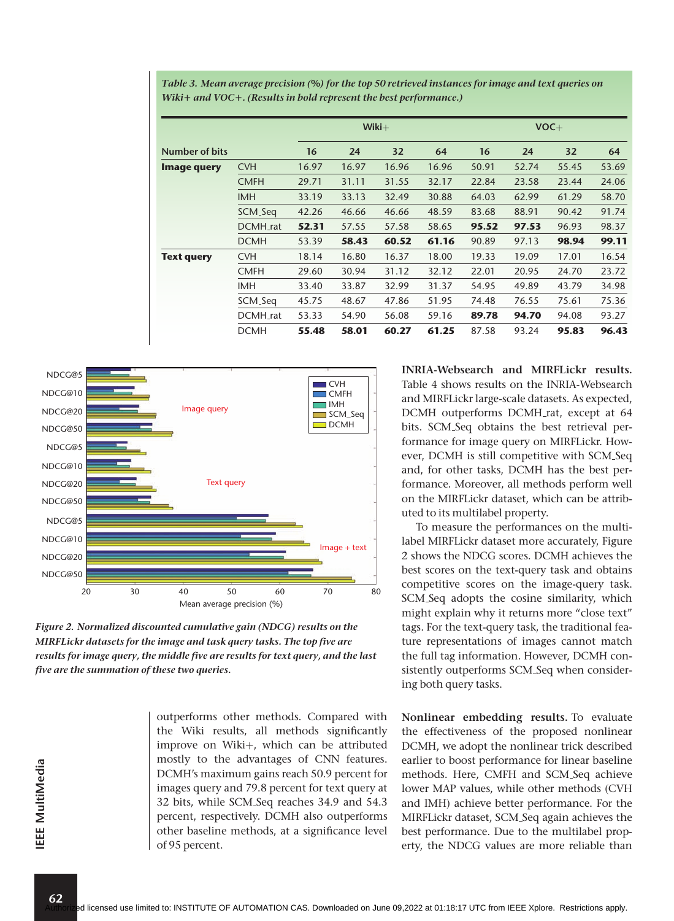*Table 3. Mean average precision (%) for the top 50 retrieved instances for image and text queries on Wiki+ and VOC+. (Results in bold represent the best performance.)*

| | | Wiki+ | | | | VOC+ | | | |
|---|---|---|---|---|---|---|---|---|---|
| **Number of bits** | | **16** | **24** | **32** | **64** | **16** | **24** | **32** | **64** |
| **Image query** | CVH | 16.97 | 16.97 | 16.96 | 16.96 | 50.91 | 52.74 | 55.45 | 53.69 |
| | CMFH | 29.71 | 31.11 | 31.55 | 32.17 | 22.84 | 23.58 | 23.44 | 24.06 |
| | IMH | 33.19 | 33.13 | 32.49 | 30.88 | 64.03 | 62.99 | 61.29 | 58.70 |
| | SCM_Seq | 42.26 | 46.66 | 46.66 | 48.59 | 83.68 | 88.91 | 90.42 | 91.74 |
| | DCMH_rat | **52.31** | 57.55 | 57.58 | 58.65 | **95.52** | **97.53** | 96.93 | 98.37 |
| | DCMH | 53.39 | **58.43** | **60.52** | **61.16** | 90.89 | 97.13 | **98.94** | **99.11** |
| **Text query** | CVH | 18.14 | 16.80 | 16.37 | 18.00 | 19.33 | 19.09 | 17.01 | 16.54 |
| | CMFH | 29.60 | 30.94 | 31.12 | 32.12 | 22.01 | 20.95 | 24.70 | 23.72 |
| | IMH | 33.40 | 33.87 | 32.99 | 31.37 | 54.95 | 49.89 | 43.79 | 34.98 |
| | SCM_Seq | 45.75 | 48.67 | 47.86 | 51.95 | 74.48 | 76.55 | 75.61 | 75.36 |
| | DCMH_rat | 53.33 | 54.90 | 56.08 | 59.16 | **89.78** | **94.70** | 94.08 | 93.27 |
| | DCMH | **55.48** | **58.01** | **60.27** | **61.25** | 87.58 | 93.24 | **95.83** | **96.43** |

*Figure 2. Normalized discounted cumulative gain (NDCG) results on the MIRFLickr datasets for the image and task query tasks. The top five are results for image query, the middle five are results for text query, and the last five are the summation of these two queries.*

outperforms other methods. Compared with the Wiki results, all methods significantly improve on Wiki+, which can be attributed mostly to the advantages of CNN features. DCMH's maximum gains reach 50.9 percent for images query and 79.8 percent for text query at 32 bits, while SCM_Seq reaches 34.9 and 54.3 percent, respectively. DCMH also outperforms other baseline methods, at a significance level of 95 percent.

**INRIA-Websearch and MIRFLickr results.** Table 4 shows results on the INRIA-Websearch and MIRFLickr large-scale datasets. As expected, DCMH outperforms DCMH_rat, except at 64 bits. SCM_Seq obtains the best retrieval performance for image query on MIRFLickr. However, DCMH is still competitive with SCM_Seq and, for other tasks, DCMH has the best performance. Moreover, all methods perform well on the MIRFLickr dataset, which can be attributed to its multilabel property.

To measure the performances on the multilabel MIRFLickr dataset more accurately, Figure 2 shows the NDCG scores. DCMH achieves the best scores on the text-query task and obtains competitive scores on the image-query task. SCM_Seq adopts the cosine similarity, which might explain why it returns more "close text" tags. For the text-query task, the traditional feature representations of images cannot match the full tag information. However, DCMH consistently outperforms SCM_Seq when considering both query tasks.

**Nonlinear embedding results.** To evaluate the effectiveness of the proposed nonlinear DCMH, we adopt the nonlinear trick described earlier to boost performance for linear baseline methods. Here, CMFH and SCM_Seq achieve lower MAP values, while other methods (CVH and IMH) achieve better performance. For the MIRFLickr dataset, SCM_Seq again achieves the best performance. Due to the multilabel property, the NDCG values are more reliable than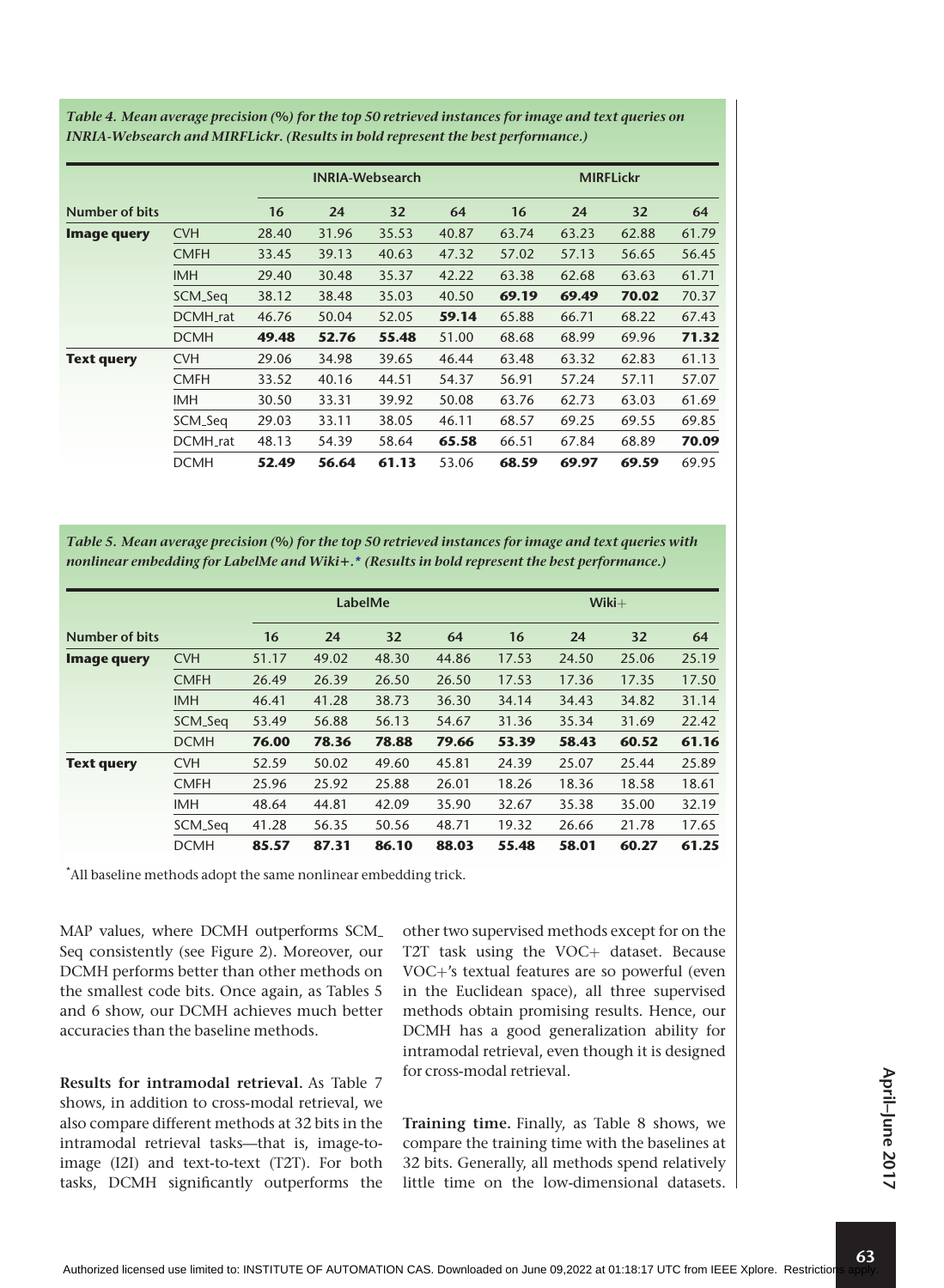*Table 4. Mean average precision (%) for the top 50 retrieved instances for image and text queries on INRIA-Websearch and MIRFLickr. (Results in bold represent the best performance.)*

| | | INRIA-Websearch | | | | MIRFLickr | | | |
|---|---|---|---|---|---|---|---|---|---|
| **Number of bits** | | 16 | 24 | 32 | 64 | 16 | 24 | 32 | 64 |
| **Image query** | CVH | 28.40 | 31.96 | 35.53 | 40.87 | 63.74 | 63.23 | 62.88 | 61.79 |
| | CMFH | 33.45 | 39.13 | 40.63 | 47.32 | 57.02 | 57.13 | 56.65 | 56.45 |
| | IMH | 29.40 | 30.48 | 35.37 | 42.22 | 63.38 | 62.68 | 63.63 | 61.71 |
| | SCM_Seq | 38.12 | 38.48 | 35.03 | 40.50 | **69.19** | **69.49** | **70.02** | 70.37 |
| | DCMH_rat | 46.76 | 50.04 | 52.05 | **59.14** | 65.88 | 66.71 | 68.22 | 67.43 |
| | DCMH | **49.48** | **52.76** | **55.48** | 51.00 | 68.68 | 68.99 | 69.96 | **71.32** |
| **Text query** | CVH | 29.06 | 34.98 | 39.65 | 46.44 | 63.48 | 63.32 | 62.83 | 61.13 |
| | CMFH | 33.52 | 40.16 | 44.51 | 54.37 | 56.91 | 57.24 | 57.11 | 57.07 |
| | IMH | 30.50 | 33.31 | 39.92 | 50.08 | 63.76 | 62.73 | 63.03 | 61.69 |
| | SCM_Seq | 29.03 | 33.11 | 38.05 | 46.11 | 68.57 | 69.25 | 69.55 | 69.85 |
| | DCMH_rat | 48.13 | 54.39 | 58.64 | **65.58** | 66.51 | 67.84 | 68.89 | **70.09** |
| | DCMH | **52.49** | **56.64** | **61.13** | 53.06 | **68.59** | **69.97** | **69.59** | 69.95 |

*Table 5. Mean average precision (%) for the top 50 retrieved instances for image and text queries with nonlinear embedding for LabelMe and Wiki+.\* (Results in bold represent the best performance.)*

| | | LabelMe | | | | Wiki+ | | | |
|---|---|---|---|---|---|---|---|---|---|
| **Number of bits** | | 16 | 24 | 32 | 64 | 16 | 24 | 32 | 64 |
| **Image query** | CVH | 51.17 | 49.02 | 48.30 | 44.86 | 17.53 | 24.50 | 25.06 | 25.19 |
| | CMFH | 26.49 | 26.39 | 26.50 | 26.50 | 17.53 | 17.36 | 17.35 | 17.50 |
| | IMH | 46.41 | 41.28 | 38.73 | 36.30 | 34.14 | 34.43 | 34.82 | 31.14 |
| | SCM_Seq | 53.49 | 56.88 | 56.13 | 54.67 | 31.36 | 35.34 | 31.69 | 22.42 |
| | DCMH | **76.00** | **78.36** | **78.88** | **79.66** | **53.39** | **58.43** | **60.52** | **61.16** |
| **Text query** | CVH | 52.59 | 50.02 | 49.60 | 45.81 | 24.39 | 25.07 | 25.44 | 25.89 |
| | CMFH | 25.96 | 25.92 | 25.88 | 26.01 | 18.26 | 18.36 | 18.58 | 18.61 |
| | IMH | 48.64 | 44.81 | 42.09 | 35.90 | 32.67 | 35.38 | 35.00 | 32.19 |
| | SCM_Seq | 41.28 | 56.35 | 50.56 | 48.71 | 19.32 | 26.66 | 21.78 | 17.65 |
| | DCMH | **85.57** | **87.31** | **86.10** | **88.03** | **55.48** | **58.01** | **60.27** | **61.25** |

\*All baseline methods adopt the same nonlinear embedding trick.

MAP values, where DCMH outperforms SCM_Seq consistently (see Figure 2). Moreover, our DCMH performs better than other methods on the smallest code bits. Once again, as Tables 5 and 6 show, our DCMH achieves much better accuracies than the baseline methods.

**Results for intramodal retrieval.** As Table 7 shows, in addition to cross-modal retrieval, we also compare different methods at 32 bits in the intramodal retrieval tasks—that is, image-to-image (I2I) and text-to-text (T2T). For both tasks, DCMH significantly outperforms the other two supervised methods except for on the T2T task using the VOC+ dataset. Because VOC+'s textual features are so powerful (even in the Euclidean space), all three supervised methods obtain promising results. Hence, our DCMH has a good generalization ability for intramodal retrieval, even though it is designed for cross-modal retrieval.

**Training time.** Finally, as Table 8 shows, we compare the training time with the baselines at 32 bits. Generally, all methods spend relatively little time on the low-dimensional datasets.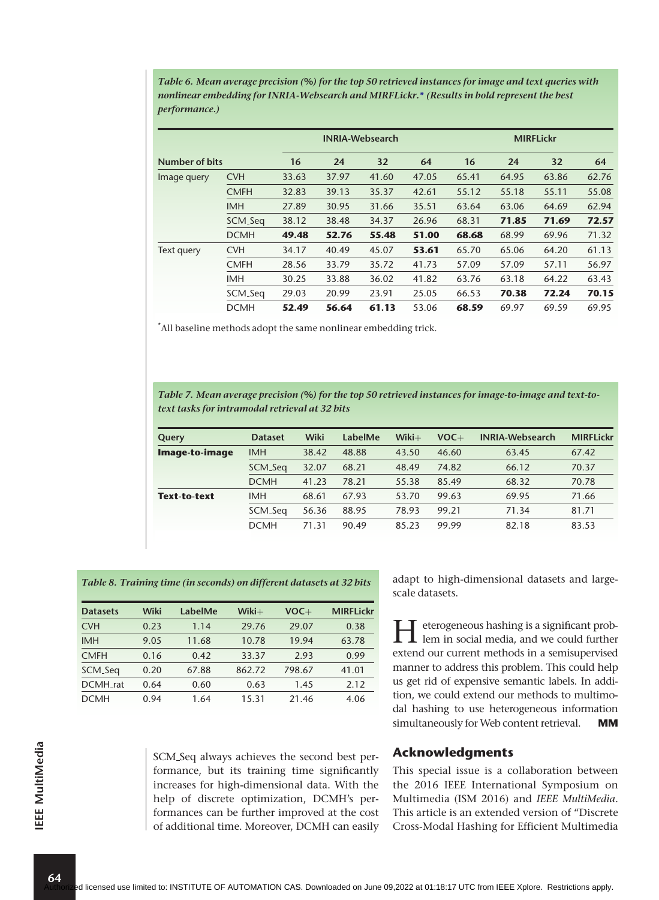*Table 6. Mean average precision (%) for the top 50 retrieved instances for image and text queries with nonlinear embedding for INRIA-Websearch and MIRFLickr.\* (Results in bold represent the best performance.)*

| | | INRIA-Websearch | | | | MIRFLickr | | | |
|---|---|---|---|---|---|---|---|---|---|
| Number of bits | | 16 | 24 | 32 | 64 | 16 | 24 | 32 | 64 |
| Image query | CVH | 33.63 | 37.97 | 41.60 | 47.05 | 65.41 | 64.95 | 63.86 | 62.76 |
| | CMFH | 32.83 | 39.13 | 35.37 | 42.61 | 55.12 | 55.18 | 55.11 | 55.08 |
| | IMH | 27.89 | 30.95 | 31.66 | 35.51 | 63.64 | 63.06 | 64.69 | 62.94 |
| | SCM_Seq | 38.12 | 38.48 | 34.37 | 26.96 | 68.31 | **71.85** | **71.69** | **72.57** |
| | DCMH | **49.48** | **52.76** | **55.48** | **51.00** | **68.68** | 68.99 | 69.96 | 71.32 |
| Text query | CVH | 34.17 | 40.49 | 45.07 | **53.61** | 65.70 | 65.06 | 64.20 | 61.13 |
| | CMFH | 28.56 | 33.79 | 35.72 | 41.73 | 57.09 | 57.09 | 57.11 | 56.97 |
| | IMH | 30.25 | 33.88 | 36.02 | 41.82 | 63.76 | 63.18 | 64.22 | 63.43 |
| | SCM_Seq | 29.03 | 20.99 | 23.91 | 25.05 | 66.53 | **70.38** | **72.24** | **70.15** |
| | DCMH | **52.49** | **56.64** | **61.13** | 53.06 | **68.59** | 69.97 | 69.59 | 69.95 |

\*All baseline methods adopt the same nonlinear embedding trick.

*Table 7. Mean average precision (%) for the top 50 retrieved instances for image-to-image and text-to-text tasks for intramodal retrieval at 32 bits*

| Query | Dataset | Wiki | LabelMe | Wiki+ | VOC+ | INRIA-Websearch | MIRFLickr |
|---|---|---|---|---|---|---|---|
| **Image-to-image** | IMH | 38.42 | 48.88 | 43.50 | 46.60 | 63.45 | 67.42 |
| | SCM_Seq | 32.07 | 68.21 | 48.49 | 74.82 | 66.12 | 70.37 |
| | DCMH | 41.23 | 78.21 | 55.38 | 85.49 | 68.32 | 70.78 |
| **Text-to-text** | IMH | 68.61 | 67.93 | 53.70 | 99.63 | 69.95 | 71.66 |
| | SCM_Seq | 56.36 | 88.95 | 78.93 | 99.21 | 71.34 | 81.71 |
| | DCMH | 71.31 | 90.49 | 85.23 | 99.99 | 82.18 | 83.53 |

*Table 8. Training time (in seconds) on different datasets at 32 bits*

| Datasets | Wiki | LabelMe | Wiki+ | VOC+ | MIRFLickr |
|---|---|---|---|---|---|
| CVH | 0.23 | 1.14 | 29.76 | 29.07 | 0.38 |
| IMH | 9.05 | 11.68 | 10.78 | 19.94 | 63.78 |
| CMFH | 0.16 | 0.42 | 33.37 | 2.93 | 0.99 |
| SCM_Seq | 0.20 | 67.88 | 862.72 | 798.67 | 41.01 |
| DCMH_rat | 0.64 | 0.60 | 0.63 | 1.45 | 2.12 |
| DCMH | 0.94 | 1.64 | 15.31 | 21.46 | 4.06 |

SCM_Seq always achieves the second best performance, but its training time significantly increases for high-dimensional data. With the help of discrete optimization, DCMH's performances can be further improved at the cost of additional time. Moreover, DCMH can easily adapt to high-dimensional datasets and large-scale datasets.

Heterogeneous hashing is a significant problem in social media, and we could further extend our current methods in a semisupervised manner to address this problem. This could help us get rid of expensive semantic labels. In addition, we could extend our methods to multimodal hashing to use heterogeneous information simultaneously for Web content retrieval. **MM**

## Acknowledgments

This special issue is a collaboration between the 2016 IEEE International Symposium on Multimedia (ISM 2016) and *IEEE MultiMedia*. This article is an extended version of "Discrete Cross-Modal Hashing for Efficient Multimedia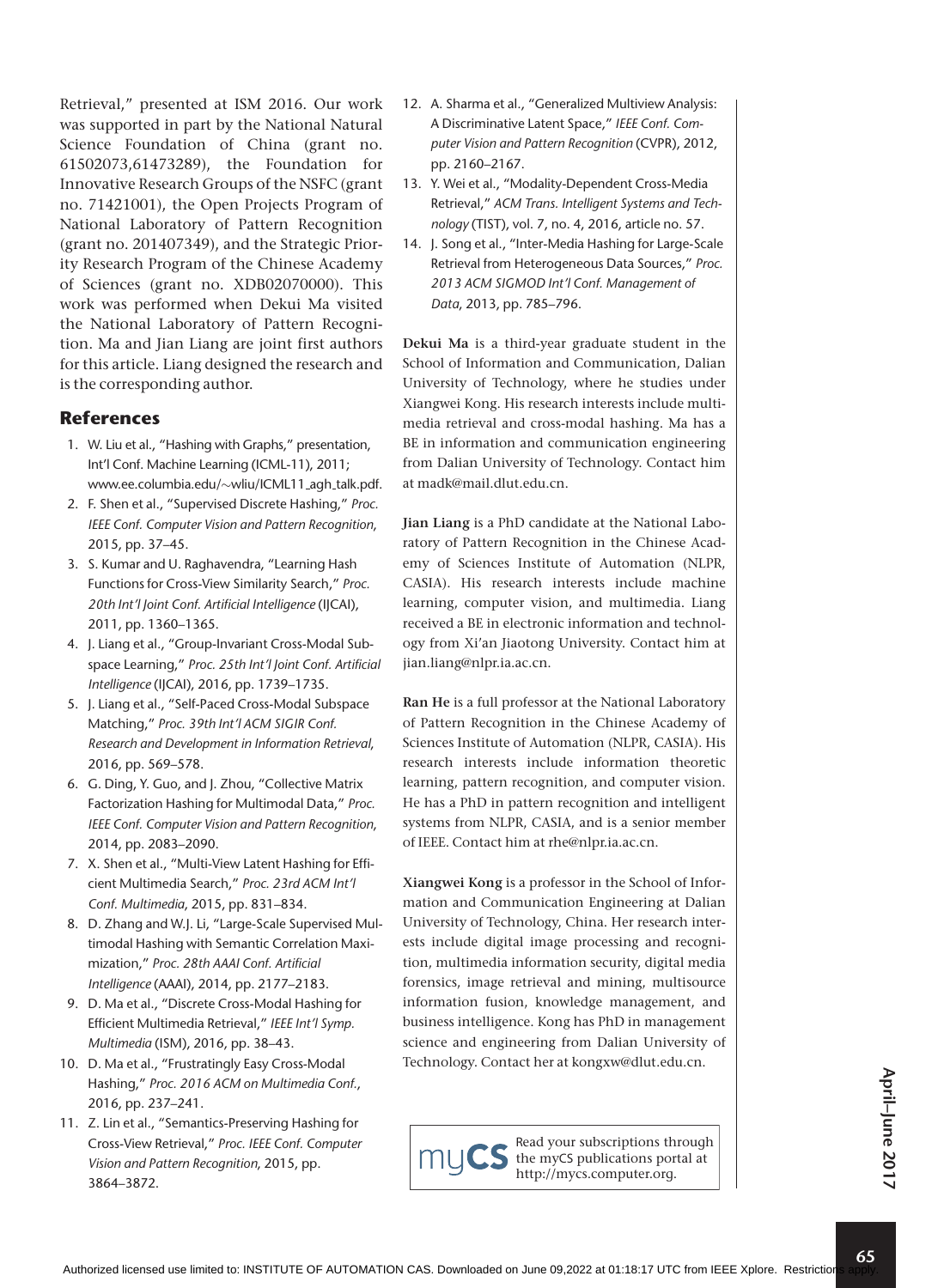Retrieval," presented at ISM 2016. Our work was supported in part by the National Natural Science Foundation of China (grant no. 61502073,61473289), the Foundation for Innovative Research Groups of the NSFC (grant no. 71421001), the Open Projects Program of National Laboratory of Pattern Recognition (grant no. 201407349), and the Strategic Priority Research Program of the Chinese Academy of Sciences (grant no. XDB02070000). This work was performed when Dekui Ma visited the National Laboratory of Pattern Recognition. Ma and Jian Liang are joint first authors for this article. Liang designed the research and is the corresponding author.

## References

1. W. Liu et al., "Hashing with Graphs," presentation, Int'l Conf. Machine Learning (ICML-11), 2011; www.ee.columbia.edu/~wliu/ICML11_agh_talk.pdf.
2. F. Shen et al., "Supervised Discrete Hashing," *Proc. IEEE Conf. Computer Vision and Pattern Recognition*, 2015, pp. 37–45.
3. S. Kumar and U. Raghavendra, "Learning Hash Functions for Cross-View Similarity Search," *Proc. 20th Int'l Joint Conf. Artificial Intelligence* (IJCAI), 2011, pp. 1360–1365.
4. J. Liang et al., "Group-Invariant Cross-Modal Subspace Learning," *Proc. 25th Int'l Joint Conf. Artificial Intelligence* (IJCAI), 2016, pp. 1739–1735.
5. J. Liang et al., "Self-Paced Cross-Modal Subspace Matching," *Proc. 39th Int'l ACM SIGIR Conf. Research and Development in Information Retrieval*, 2016, pp. 569–578.
6. G. Ding, Y. Guo, and J. Zhou, "Collective Matrix Factorization Hashing for Multimodal Data," *Proc. IEEE Conf. Computer Vision and Pattern Recognition*, 2014, pp. 2083–2090.
7. X. Shen et al., "Multi-View Latent Hashing for Efficient Multimedia Search," *Proc. 23rd ACM Int'l Conf. Multimedia*, 2015, pp. 831–834.
8. D. Zhang and W.J. Li, "Large-Scale Supervised Multimodal Hashing with Semantic Correlation Maximization," *Proc. 28th AAAI Conf. Artificial Intelligence* (AAAI), 2014, pp. 2177–2183.
9. D. Ma et al., "Discrete Cross-Modal Hashing for Efficient Multimedia Retrieval," *IEEE Int'l Symp. Multimedia* (ISM), 2016, pp. 38–43.
10. D. Ma et al., "Frustratingly Easy Cross-Modal Hashing," *Proc. 2016 ACM on Multimedia Conf.*, 2016, pp. 237–241.
11. Z. Lin et al., "Semantics-Preserving Hashing for Cross-View Retrieval," *Proc. IEEE Conf. Computer Vision and Pattern Recognition*, 2015, pp. 3864–3872.
12. A. Sharma et al., "Generalized Multiview Analysis: A Discriminative Latent Space," *IEEE Conf. Computer Vision and Pattern Recognition* (CVPR), 2012, pp. 2160–2167.
13. Y. Wei et al., "Modality-Dependent Cross-Media Retrieval," *ACM Trans. Intelligent Systems and Technology* (TIST), vol. 7, no. 4, 2016, article no. 57.
14. J. Song et al., "Inter-Media Hashing for Large-Scale Retrieval from Heterogeneous Data Sources," *Proc. 2013 ACM SIGMOD Int'l Conf. Management of Data*, 2013, pp. 785–796.

**Dekui Ma** is a third-year graduate student in the School of Information and Communication, Dalian University of Technology, where he studies under Xiangwei Kong. His research interests include multimedia retrieval and cross-modal hashing. Ma has a BE in information and communication engineering from Dalian University of Technology. Contact him at madk@mail.dlut.edu.cn.

**Jian Liang** is a PhD candidate at the National Laboratory of Pattern Recognition in the Chinese Academy of Sciences Institute of Automation (NLPR, CASIA). His research interests include machine learning, computer vision, and multimedia. Liang received a BE in electronic information and technology from Xi'an Jiaotong University. Contact him at jian.liang@nlpr.ia.ac.cn.

**Ran He** is a full professor at the National Laboratory of Pattern Recognition in the Chinese Academy of Sciences Institute of Automation (NLPR, CASIA). His research interests include information theoretic learning, pattern recognition, and computer vision. He has a PhD in pattern recognition and intelligent systems from NLPR, CASIA, and is a senior member of IEEE. Contact him at rhe@nlpr.ia.ac.cn.

**Xiangwei Kong** is a professor in the School of Information and Communication Engineering at Dalian University of Technology, China. Her research interests include digital image processing and recognition, multimedia information security, digital media forensics, image retrieval and mining, multisource information fusion, knowledge management, and business intelligence. Kong has PhD in management science and engineering from Dalian University of Technology. Contact her at kongxw@dlut.edu.cn.

myCS Read your subscriptions through the myCS publications portal at http://mycs.computer.org.